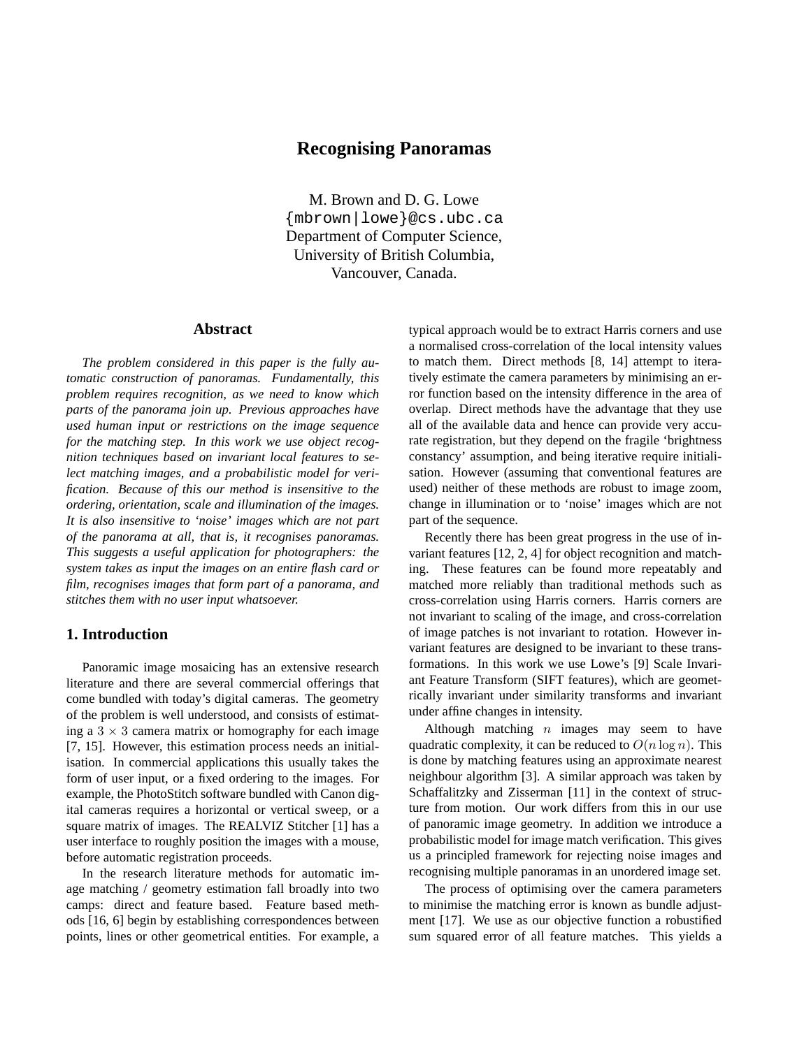# Recognising Panoramas

M. Brown and D. G. Lowe
{mbrown|lowe}@cs.ubc.ca
Department of Computer Science,
University of British Columbia,
Vancouver, Canada.

## Abstract

*The problem considered in this paper is the fully automatic construction of panoramas. Fundamentally, this problem requires recognition, as we need to know which parts of the panorama join up. Previous approaches have used human input or restrictions on the image sequence for the matching step. In this work we use object recognition techniques based on invariant local features to select matching images, and a probabilistic model for verification. Because of this our method is insensitive to the ordering, orientation, scale and illumination of the images. It is also insensitive to 'noise' images which are not part of the panorama at all, that is, it recognises panoramas. This suggests a useful application for photographers: the system takes as input the images on an entire flash card or film, recognises images that form part of a panorama, and stitches them with no user input whatsoever.*

## 1. Introduction

Panoramic image mosaicing has an extensive research literature and there are several commercial offerings that come bundled with today's digital cameras. The geometry of the problem is well understood, and consists of estimating a $3 \times 3$ camera matrix or homography for each image [7, 15]. However, this estimation process needs an initialisation. In commercial applications this usually takes the form of user input, or a fixed ordering to the images. For example, the PhotoStitch software bundled with Canon digital cameras requires a horizontal or vertical sweep, or a square matrix of images. The REALVIZ Stitcher [1] has a user interface to roughly position the images with a mouse, before automatic registration proceeds.

In the research literature methods for automatic image matching / geometry estimation fall broadly into two camps: direct and feature based. Feature based methods [16, 6] begin by establishing correspondences between points, lines or other geometrical entities. For example, a typical approach would be to extract Harris corners and use a normalised cross-correlation of the local intensity values to match them. Direct methods [8, 14] attempt to iteratively estimate the camera parameters by minimising an error function based on the intensity difference in the area of overlap. Direct methods have the advantage that they use all of the available data and hence can provide very accurate registration, but they depend on the fragile 'brightness constancy' assumption, and being iterative require initialisation. However (assuming that conventional features are used) neither of these methods are robust to image zoom, change in illumination or to 'noise' images which are not part of the sequence.

Recently there has been great progress in the use of invariant features [12, 2, 4] for object recognition and matching. These features can be found more repeatably and matched more reliably than traditional methods such as cross-correlation using Harris corners. Harris corners are not invariant to scaling of the image, and cross-correlation of image patches is not invariant to rotation. However invariant features are designed to be invariant to these transformations. In this work we use Lowe's [9] Scale Invariant Feature Transform (SIFT features), which are geometrically invariant under similarity transforms and invariant under affine changes in intensity.

Although matching $n$ images may seem to have quadratic complexity, it can be reduced to $O(n \log n)$. This is done by matching features using an approximate nearest neighbour algorithm [3]. A similar approach was taken by Schaffalitzky and Zisserman [11] in the context of structure from motion. Our work differs from this in our use of panoramic image geometry. In addition we introduce a probabilistic model for image match verification. This gives us a principled framework for rejecting noise images and recognising multiple panoramas in an unordered image set.

The process of optimising over the camera parameters to minimise the matching error is known as bundle adjustment [17]. We use as our objective function a robustified sum squared error of all feature matches. This yields a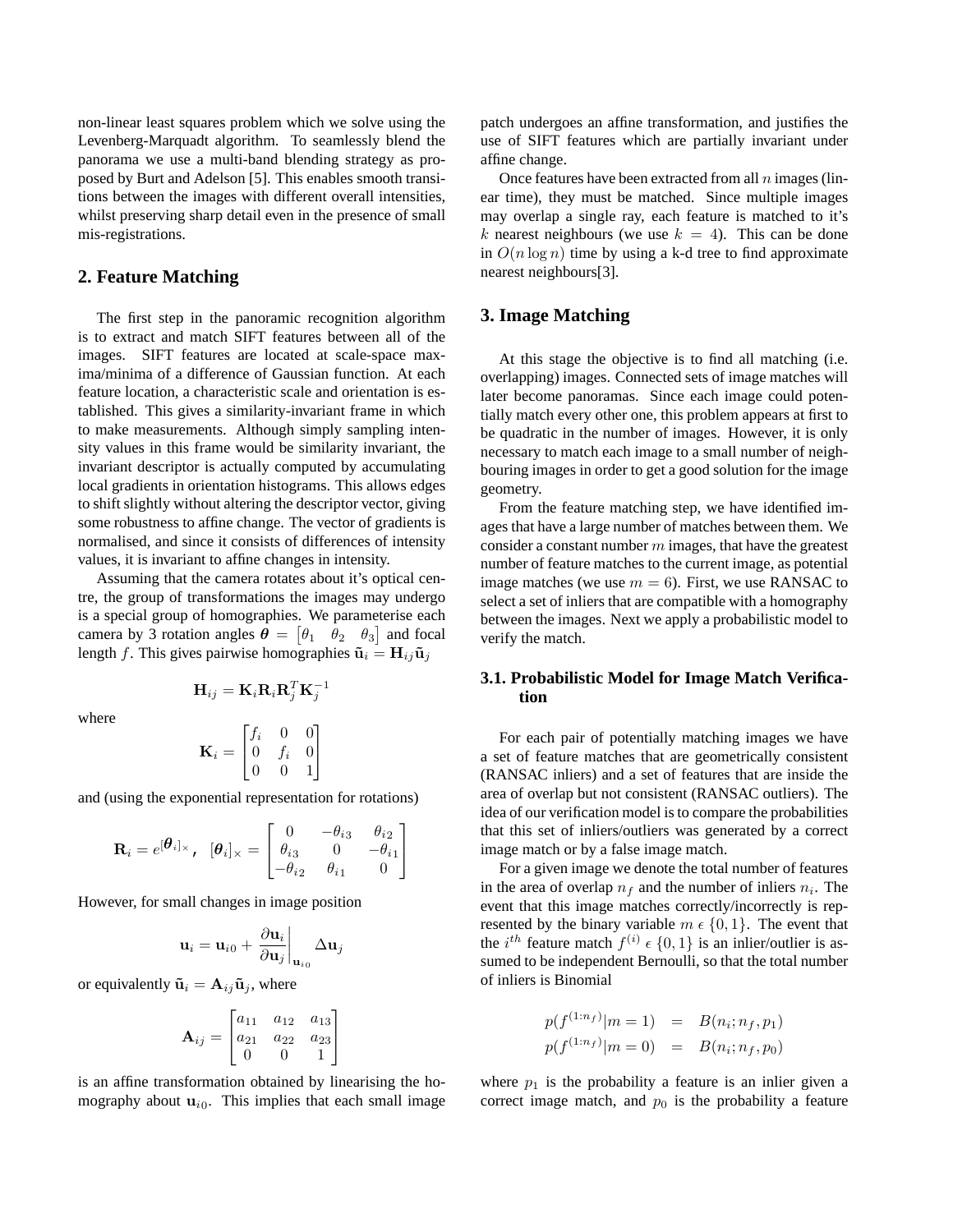non-linear least squares problem which we solve using the Levenberg-Marquadt algorithm. To seamlessly blend the panorama we use a multi-band blending strategy as proposed by Burt and Adelson [5]. This enables smooth transitions between the images with different overall intensities, whilst preserving sharp detail even in the presence of small mis-registrations.

## 2. Feature Matching

The first step in the panoramic recognition algorithm is to extract and match SIFT features between all of the images. SIFT features are located at scale-space maxima/minima of a difference of Gaussian function. At each feature location, a characteristic scale and orientation is established. This gives a similarity-invariant frame in which to make measurements. Although simply sampling intensity values in this frame would be similarity invariant, the invariant descriptor is actually computed by accumulating local gradients in orientation histograms. This allows edges to shift slightly without altering the descriptor vector, giving some robustness to affine change. The vector of gradients is normalised, and since it consists of differences of intensity values, it is invariant to affine changes in intensity.

Assuming that the camera rotates about it's optical centre, the group of transformations the images may undergo is a special group of homographies. We parameterise each camera by 3 rotation angles $\boldsymbol{\theta} = \begin{bmatrix}\theta_1 & \theta_2 & \theta_3\end{bmatrix}$ and focal length $f$. This gives pairwise homographies $\tilde{\mathbf{u}}_i = \mathbf{H}_{ij}\tilde{\mathbf{u}}_j$

$$\mathbf{H}_{ij} = \mathbf{K}_i \mathbf{R}_i \mathbf{R}_j^T \mathbf{K}_j^{-1}$$

where

$$\mathbf{K}_i = \begin{bmatrix} f_i & 0 & 0 \\ 0 & f_i & 0 \\ 0 & 0 & 1 \end{bmatrix}$$

and (using the exponential representation for rotations)

$$\mathbf{R}_i = e^{[\boldsymbol{\theta}_i]_\times}, \quad [\boldsymbol{\theta}_i]_\times = \begin{bmatrix} 0 & -\theta_{i3} & \theta_{i2} \\ \theta_{i3} & 0 & -\theta_{i1} \\ -\theta_{i2} & \theta_{i1} & 0 \end{bmatrix}$$

However, for small changes in image position

$$\mathbf{u}_i = \mathbf{u}_{i0} + \left.\frac{\partial \mathbf{u}_i}{\partial \mathbf{u}_j}\right|_{\mathbf{u}_{i0}} \Delta \mathbf{u}_j$$

or equivalently $\tilde{\mathbf{u}}_i = \mathbf{A}_{ij}\tilde{\mathbf{u}}_j$, where

$$\mathbf{A}_{ij} = \begin{bmatrix} a_{11} & a_{12} & a_{13} \\ a_{21} & a_{22} & a_{23} \\ 0 & 0 & 1 \end{bmatrix}$$

is an affine transformation obtained by linearising the homography about $\mathbf{u}_{i0}$. This implies that each small image patch undergoes an affine transformation, and justifies the use of SIFT features which are partially invariant under affine change.

Once features have been extracted from all $n$ images (linear time), they must be matched. Since multiple images may overlap a single ray, each feature is matched to it's $k$ nearest neighbours (we use $k = 4$). This can be done in $O(n \log n)$ time by using a k-d tree to find approximate nearest neighbours[3].

## 3. Image Matching

At this stage the objective is to find all matching (i.e. overlapping) images. Connected sets of image matches will later become panoramas. Since each image could potentially match every other one, this problem appears at first to be quadratic in the number of images. However, it is only necessary to match each image to a small number of neighbouring images in order to get a good solution for the image geometry.

From the feature matching step, we have identified images that have a large number of matches between them. We consider a constant number $m$ images, that have the greatest number of feature matches to the current image, as potential image matches (we use $m = 6$). First, we use RANSAC to select a set of inliers that are compatible with a homography between the images. Next we apply a probabilistic model to verify the match.

### 3.1. Probabilistic Model for Image Match Verification

For each pair of potentially matching images we have a set of feature matches that are geometrically consistent (RANSAC inliers) and a set of features that are inside the area of overlap but not consistent (RANSAC outliers). The idea of our verification model is to compare the probabilities that this set of inliers/outliers was generated by a correct image match or by a false image match.

For a given image we denote the total number of features in the area of overlap $n_f$ and the number of inliers $n_i$. The event that this image matches correctly/incorrectly is represented by the binary variable $m \, \epsilon \, \{0, 1\}$. The event that the $i^{th}$ feature match $f^{(i)} \, \epsilon \, \{0, 1\}$ is an inlier/outlier is assumed to be independent Bernoulli, so that the total number of inliers is Binomial

$$\begin{aligned} p(f^{(1:n_f)}|m = 1) &= B(n_i; n_f, p_1) \\ p(f^{(1:n_f)}|m = 0) &= B(n_i; n_f, p_0) \end{aligned}$$

where $p_1$ is the probability a feature is an inlier given a correct image match, and $p_0$ is the probability a feature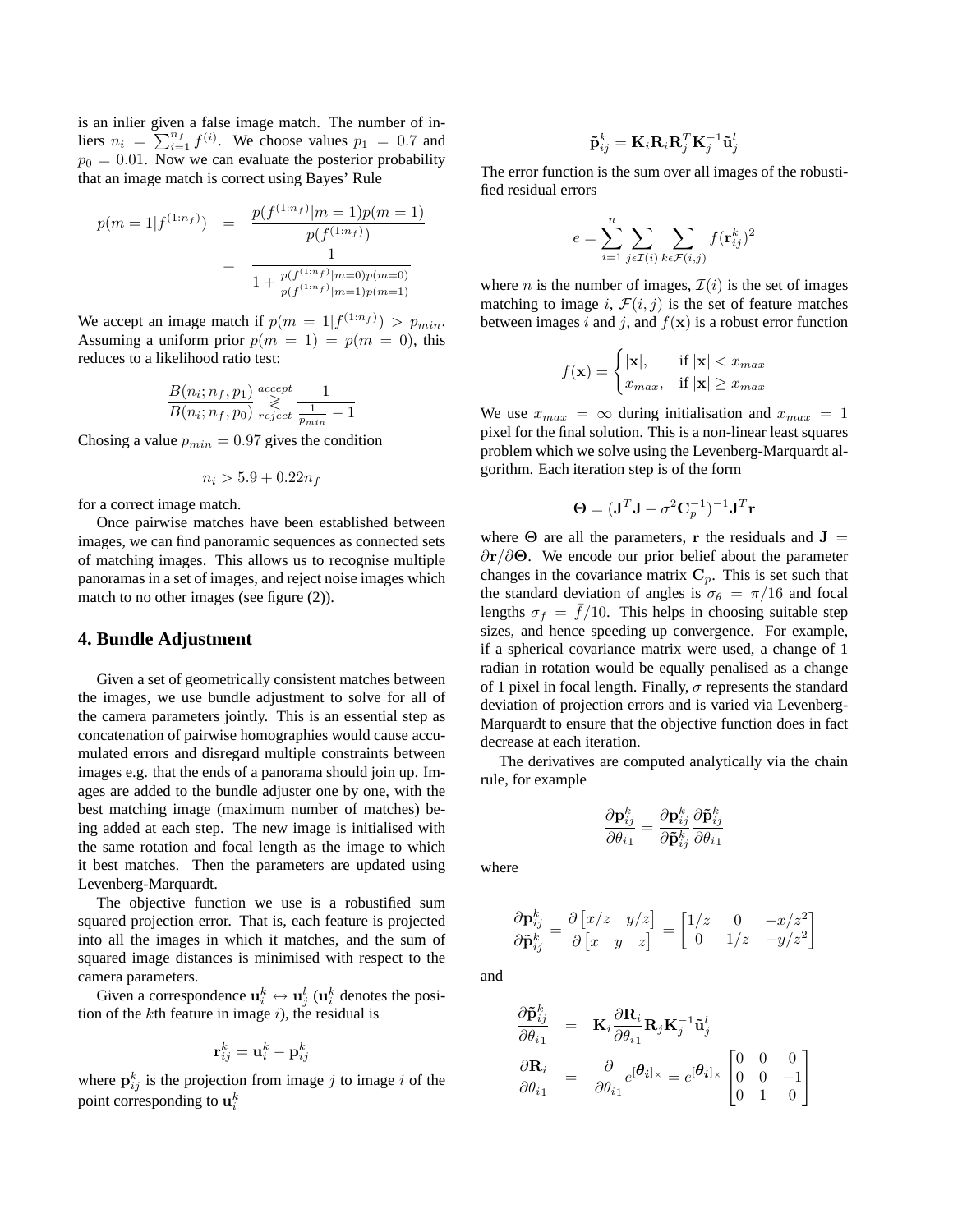is an inlier given a false image match. The number of inliers $n_i = \sum_{i=1}^{n_f} f^{(i)}$. We choose values $p_1 = 0.7$ and $p_0 = 0.01$. Now we can evaluate the posterior probability that an image match is correct using Bayes' Rule

$$
\begin{aligned}
p(m=1|f^{(1:n_f)}) &= \frac{p(f^{(1:n_f)}|m=1)p(m=1)}{p(f^{(1:n_f)})} \\
&= \frac{1}{1+\frac{p(f^{(1:n_f)}|m=0)p(m=0)}{p(f^{(1:n_f)}|m=1)p(m=1)}}
\end{aligned}
$$

We accept an image match if $p(m = 1|f^{(1:n_f)}) > p_{min}$. Assuming a uniform prior $p(m = 1) = p(m = 0)$, this reduces to a likelihood ratio test:

$$
\frac{B(n_i; n_f, p_1)}{B(n_i; n_f, p_0)} \underset{reject}{\overset{accept}{\gtrless}} \frac{1}{\frac{1}{p_{min}} - 1}
$$

Chosing a value $p_{min} = 0.97$ gives the condition

$$
n_i > 5.9 + 0.22 n_f
$$

for a correct image match.

Once pairwise matches have been established between images, we can find panoramic sequences as connected sets of matching images. This allows us to recognise multiple panoramas in a set of images, and reject noise images which match to no other images (see figure (2)).

## 4. Bundle Adjustment

Given a set of geometrically consistent matches between the images, we use bundle adjustment to solve for all of the camera parameters jointly. This is an essential step as concatenation of pairwise homographies would cause accumulated errors and disregard multiple constraints between images e.g. that the ends of a panorama should join up. Images are added to the bundle adjuster one by one, with the best matching image (maximum number of matches) being added at each step. The new image is initialised with the same rotation and focal length as the image to which it best matches. Then the parameters are updated using Levenberg-Marquardt.

The objective function we use is a robustified sum squared projection error. That is, each feature is projected into all the images in which it matches, and the sum of squared image distances is minimised with respect to the camera parameters.

Given a correspondence $\mathbf{u}_i^k \leftrightarrow \mathbf{u}_j^l$ ($\mathbf{u}_i^k$ denotes the position of the $k$th feature in image $i$), the residual is

$$
\mathbf{r}_{ij}^k = \mathbf{u}_i^k - \mathbf{p}_{ij}^k
$$

where $\mathbf{p}_{ij}^k$ is the projection from image $j$ to image $i$ of the point corresponding to $\mathbf{u}_i^k$

$$
\tilde{\mathbf{p}}_{ij}^k = \mathbf{K}_i \mathbf{R}_i \mathbf{R}_j^T \mathbf{K}_j^{-1} \tilde{\mathbf{u}}_j^l
$$

The error function is the sum over all images of the robustified residual errors

$$
e = \sum_{i=1}^{n} \sum_{j \epsilon \mathcal{I}(i)} \sum_{k \epsilon \mathcal{F}(i,j)} f(\mathbf{r}_{ij}^k)^2
$$

where $n$ is the number of images, $\mathcal{I}(i)$ is the set of images matching to image $i$, $\mathcal{F}(i,j)$ is the set of feature matches between images $i$ and $j$, and $f(\mathbf{x})$ is a robust error function

$$
f(\mathbf{x}) = \begin{cases} |\mathbf{x}|, & \text{if } |\mathbf{x}| < x_{max} \\ x_{max}, & \text{if } |\mathbf{x}| \geq x_{max} \end{cases}
$$

We use $x_{max} = \infty$ during initialisation and $x_{max} = 1$ pixel for the final solution. This is a non-linear least squares problem which we solve using the Levenberg-Marquardt algorithm. Each iteration step is of the form

$$
\mathbf{\Theta} = (\mathbf{J}^T \mathbf{J} + \sigma^2 \mathbf{C}_p^{-1})^{-1} \mathbf{J}^T \mathbf{r}
$$

where $\mathbf{\Theta}$ are all the parameters, $\mathbf{r}$ the residuals and $\mathbf{J} = \partial \mathbf{r} / \partial \mathbf{\Theta}$. We encode our prior belief about the parameter changes in the covariance matrix $\mathbf{C}_p$. This is set such that the standard deviation of angles is $\sigma_\theta = \pi/16$ and focal lengths $\sigma_f = \bar{f}/10$. This helps in choosing suitable step sizes, and hence speeding up convergence. For example, if a spherical covariance matrix were used, a change of 1 radian in rotation would be equally penalised as a change of 1 pixel in focal length. Finally, $\sigma$ represents the standard deviation of projection errors and is varied via Levenberg-Marquardt to ensure that the objective function does in fact decrease at each iteration.

The derivatives are computed analytically via the chain rule, for example

$$
\frac{\partial \mathbf{p}_{ij}^k}{\partial \theta_{i1}} = \frac{\partial \mathbf{p}_{ij}^k}{\partial \tilde{\mathbf{p}}_{ij}^k} \frac{\partial \tilde{\mathbf{p}}_{ij}^k}{\partial \theta_{i1}}
$$

where

$$
\frac{\partial \mathbf{p}_{ij}^k}{\partial \tilde{\mathbf{p}}_{ij}^k} = \frac{\partial \begin{bmatrix} x/z & y/z \end{bmatrix}}{\partial \begin{bmatrix} x & y & z \end{bmatrix}} = \begin{bmatrix} 1/z & 0 & -x/z^2 \\ 0 & 1/z & -y/z^2 \end{bmatrix}
$$

and

$$
\begin{aligned}
\frac{\partial \tilde{\mathbf{p}}_{ij}^k}{\partial \theta_{i1}} &= \mathbf{K}_i \frac{\partial \mathbf{R}_i}{\partial \theta_{i1}} \mathbf{R}_j \mathbf{K}_j^{-1} \tilde{\mathbf{u}}_j^l \\
\frac{\partial \mathbf{R}_i}{\partial \theta_{i1}} &= \frac{\partial}{\partial \theta_{i1}} e^{[\boldsymbol{\theta}_i]_\times} = e^{[\boldsymbol{\theta}_i]_\times} \begin{bmatrix} 0 & 0 & 0 \\ 0 & 0 & -1 \\ 0 & 1 & 0 \end{bmatrix}
\end{aligned}
$$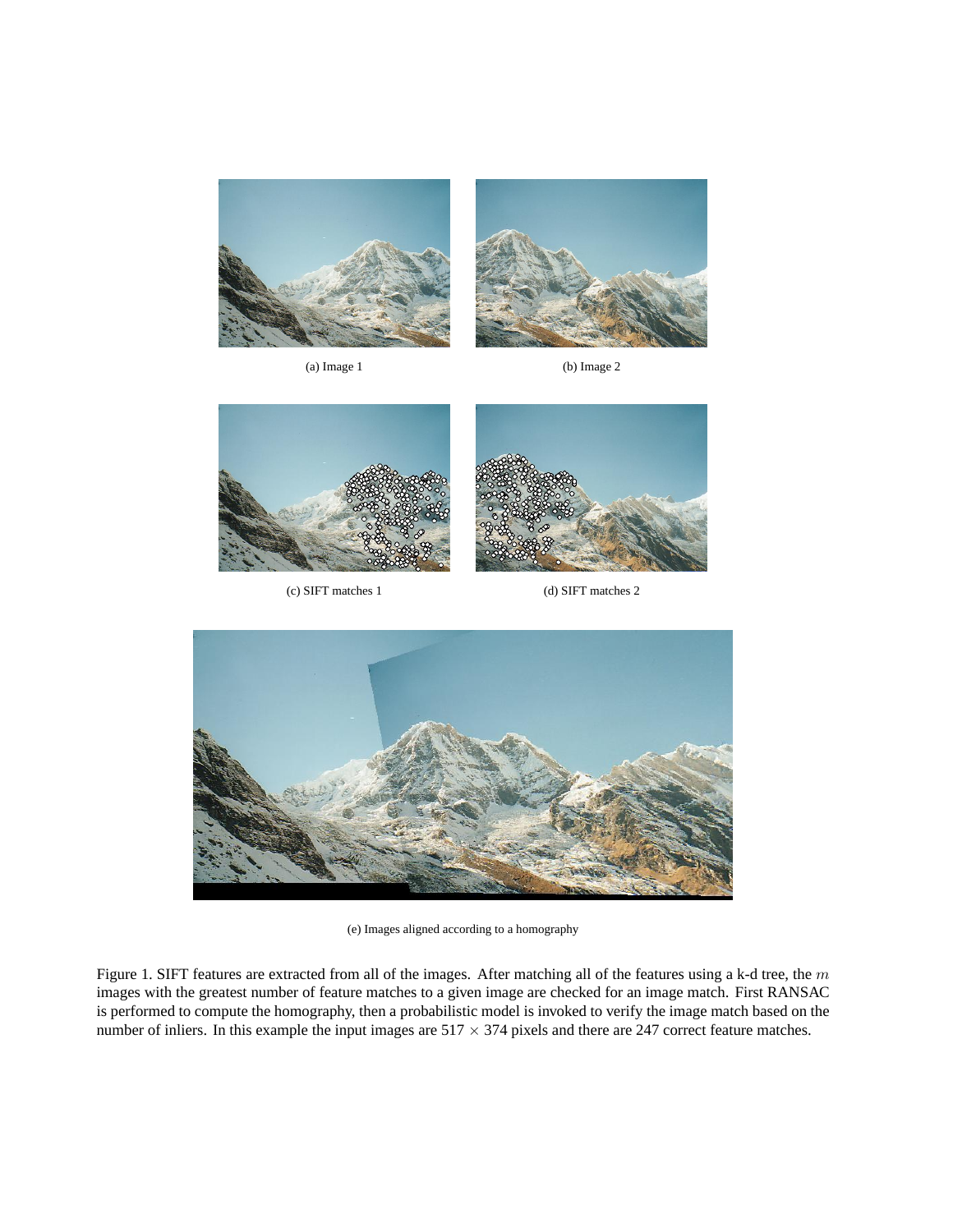(a) Image 1

(b) Image 2

(c) SIFT matches 1

(d) SIFT matches 2

(e) Images aligned according to a homography

Figure 1. SIFT features are extracted from all of the images. After matching all of the features using a k-d tree, the $m$ images with the greatest number of feature matches to a given image are checked for an image match. First RANSAC is performed to compute the homography, then a probabilistic model is invoked to verify the image match based on the number of inliers. In this example the input images are $517 \times 374$ pixels and there are 247 correct feature matches.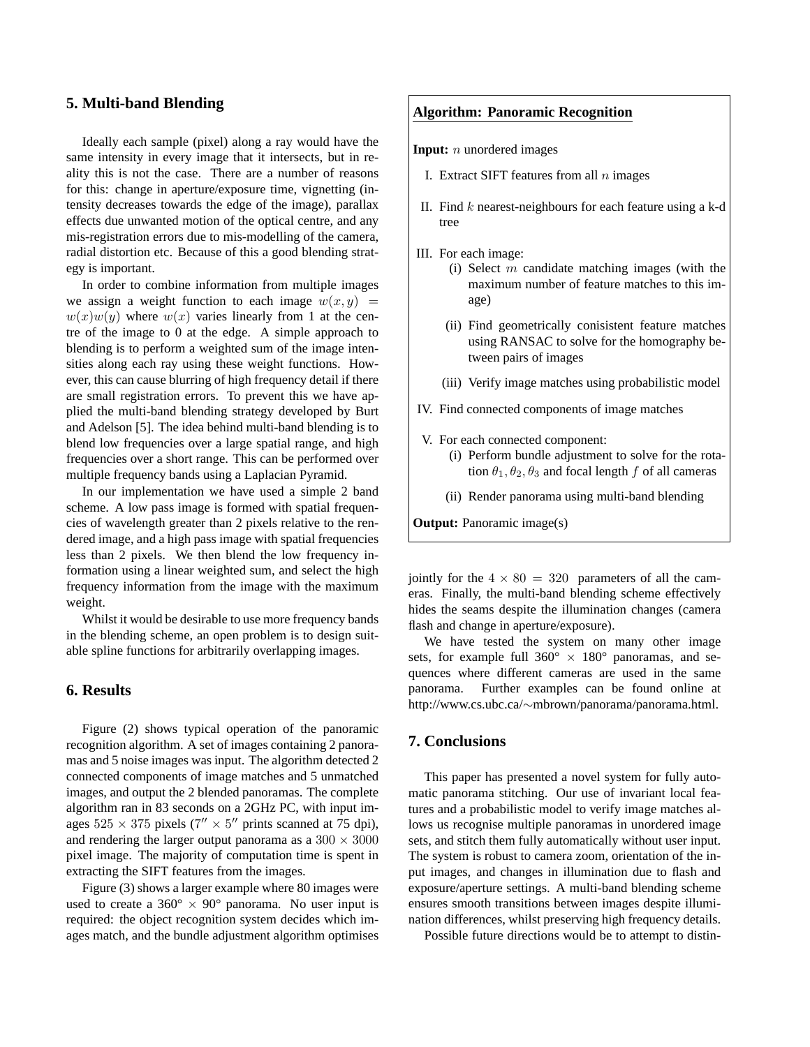## 5. Multi-band Blending

Ideally each sample (pixel) along a ray would have the same intensity in every image that it intersects, but in reality this is not the case. There are a number of reasons for this: change in aperture/exposure time, vignetting (intensity decreases towards the edge of the image), parallax effects due unwanted motion of the optical centre, and any mis-registration errors due to mis-modelling of the camera, radial distortion etc. Because of this a good blending strategy is important.

In order to combine information from multiple images we assign a weight function to each image $w(x,y) = w(x)w(y)$ where $w(x)$ varies linearly from 1 at the centre of the image to 0 at the edge. A simple approach to blending is to perform a weighted sum of the image intensities along each ray using these weight functions. However, this can cause blurring of high frequency detail if there are small registration errors. To prevent this we have applied the multi-band blending strategy developed by Burt and Adelson [5]. The idea behind multi-band blending is to blend low frequencies over a large spatial range, and high frequencies over a short range. This can be performed over multiple frequency bands using a Laplacian Pyramid.

In our implementation we have used a simple 2 band scheme. A low pass image is formed with spatial frequencies of wavelength greater than 2 pixels relative to the rendered image, and a high pass image with spatial frequencies less than 2 pixels. We then blend the low frequency information using a linear weighted sum, and select the high frequency information from the image with the maximum weight.

Whilst it would be desirable to use more frequency bands in the blending scheme, an open problem is to design suitable spline functions for arbitrarily overlapping images.

## 6. Results

Figure (2) shows typical operation of the panoramic recognition algorithm. A set of images containing 2 panoramas and 5 noise images was input. The algorithm detected 2 connected components of image matches and 5 unmatched images, and output the 2 blended panoramas. The complete algorithm ran in 83 seconds on a 2GHz PC, with input images $525 \times 375$ pixels ($7'' \times 5''$ prints scanned at 75 dpi), and rendering the larger output panorama as a $300 \times 3000$ pixel image. The majority of computation time is spent in extracting the SIFT features from the images.

Figure (3) shows a larger example where 80 images were used to create a 360° × 90° panorama. No user input is required: the object recognition system decides which images match, and the bundle adjustment algorithm optimises jointly for the $4 \times 80 = 320$ parameters of all the cameras. Finally, the multi-band blending scheme effectively hides the seams despite the illumination changes (camera flash and change in aperture/exposure).

We have tested the system on many other image sets, for example full 360° × 180° panoramas, and sequences where different cameras are used in the same panorama. Further examples can be found online at http://www.cs.ubc.ca/∼mbrown/panorama/panorama.html.

**Algorithm: Panoramic Recognition**

**Input:** $n$ unordered images

I. Extract SIFT features from all $n$ images

II. Find $k$ nearest-neighbours for each feature using a k-d tree

III. For each image:
  - (i) Select $m$ candidate matching images (with the maximum number of feature matches to this image)
  - (ii) Find geometrically conisistent feature matches using RANSAC to solve for the homography between pairs of images
  - (iii) Verify image matches using probabilistic model

IV. Find connected components of image matches

V. For each connected component:
  - (i) Perform bundle adjustment to solve for the rotation $\theta_1, \theta_2, \theta_3$ and focal length $f$ of all cameras
  - (ii) Render panorama using multi-band blending

**Output:** Panoramic image(s)

## 7. Conclusions

This paper has presented a novel system for fully automatic panorama stitching. Our use of invariant local features and a probabilistic model to verify image matches allows us recognise multiple panoramas in unordered image sets, and stitch them fully automatically without user input. The system is robust to camera zoom, orientation of the input images, and changes in illumination due to flash and exposure/aperture settings. A multi-band blending scheme ensures smooth transitions between images despite illumination differences, whilst preserving high frequency details.

Possible future directions would be to attempt to distin-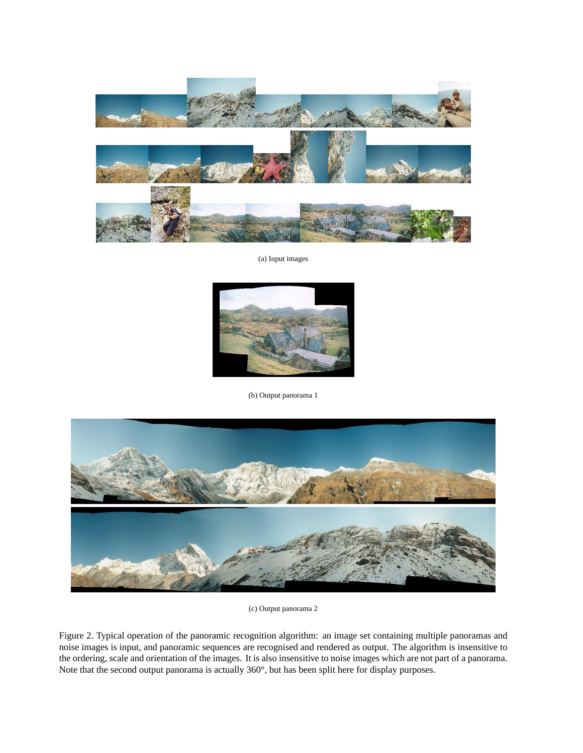(a) Input images

(b) Output panorama 1

(c) Output panorama 2

Figure 2. Typical operation of the panoramic recognition algorithm: an image set containing multiple panoramas and noise images is input, and panoramic sequences are recognised and rendered as output. The algorithm is insensitive to the ordering, scale and orientation of the images. It is also insensitive to noise images which are not part of a panorama. Note that the second output panorama is actually 360°, but has been split here for display purposes.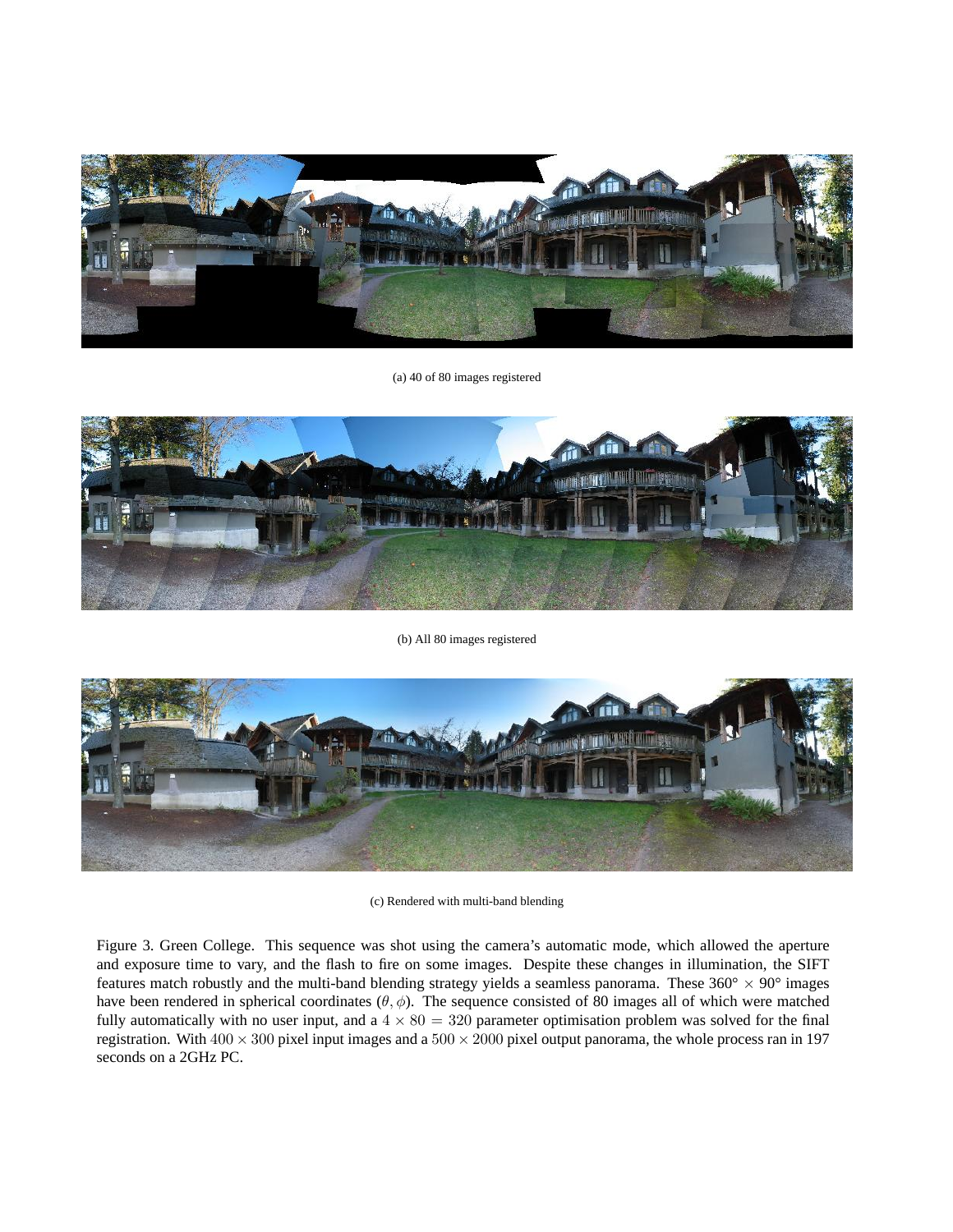(a) 40 of 80 images registered

(b) All 80 images registered

(c) Rendered with multi-band blending

Figure 3. Green College. This sequence was shot using the camera's automatic mode, which allowed the aperture and exposure time to vary, and the flash to fire on some images. Despite these changes in illumination, the SIFT features match robustly and the multi-band blending strategy yields a seamless panorama. These 360° × 90° images have been rendered in spherical coordinates $(\theta, \phi)$. The sequence consisted of 80 images all of which were matched fully automatically with no user input, and a $4 \times 80 = 320$ parameter optimisation problem was solved for the final registration. With $400 \times 300$ pixel input images and a $500 \times 2000$ pixel output panorama, the whole process ran in 197 seconds on a 2GHz PC.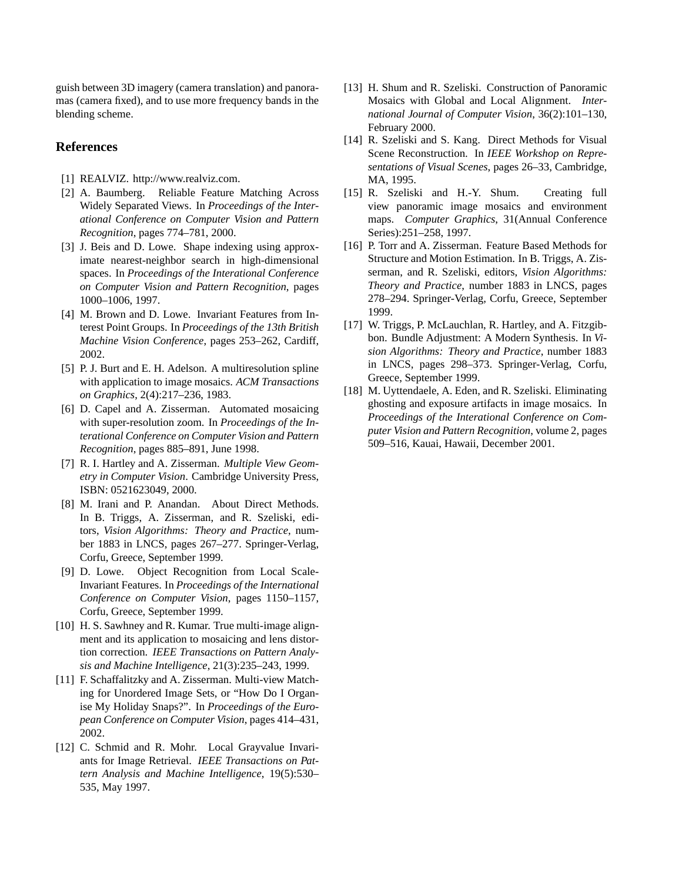guish between 3D imagery (camera translation) and panoramas (camera fixed), and to use more frequency bands in the blending scheme.

## References

[1] REALVIZ. http://www.realviz.com.

[2] A. Baumberg. Reliable Feature Matching Across Widely Separated Views. In *Proceedings of the International Conference on Computer Vision and Pattern Recognition*, pages 774–781, 2000.

[3] J. Beis and D. Lowe. Shape indexing using approximate nearest-neighbor search in high-dimensional spaces. In *Proceedings of the Interational Conference on Computer Vision and Pattern Recognition*, pages 1000–1006, 1997.

[4] M. Brown and D. Lowe. Invariant Features from Interest Point Groups. In *Proceedings of the 13th British Machine Vision Conference*, pages 253–262, Cardiff, 2002.

[5] P. J. Burt and E. H. Adelson. A multiresolution spline with application to image mosaics. *ACM Transactions on Graphics*, 2(4):217–236, 1983.

[6] D. Capel and A. Zisserman. Automated mosaicing with super-resolution zoom. In *Proceedings of the Interational Conference on Computer Vision and Pattern Recognition*, pages 885–891, June 1998.

[7] R. I. Hartley and A. Zisserman. *Multiple View Geometry in Computer Vision*. Cambridge University Press, ISBN: 0521623049, 2000.

[8] M. Irani and P. Anandan. About Direct Methods. In B. Triggs, A. Zisserman, and R. Szeliski, editors, *Vision Algorithms: Theory and Practice*, number 1883 in LNCS, pages 267–277. Springer-Verlag, Corfu, Greece, September 1999.

[9] D. Lowe. Object Recognition from Local Scale-Invariant Features. In *Proceedings of the International Conference on Computer Vision*, pages 1150–1157, Corfu, Greece, September 1999.

[10] H. S. Sawhney and R. Kumar. True multi-image alignment and its application to mosaicing and lens distortion correction. *IEEE Transactions on Pattern Analysis and Machine Intelligence*, 21(3):235–243, 1999.

[11] F. Schaffalitzky and A. Zisserman. Multi-view Matching for Unordered Image Sets, or "How Do I Organise My Holiday Snaps?". In *Proceedings of the European Conference on Computer Vision*, pages 414–431, 2002.

[12] C. Schmid and R. Mohr. Local Grayvalue Invariants for Image Retrieval. *IEEE Transactions on Pattern Analysis and Machine Intelligence*, 19(5):530–535, May 1997.

[13] H. Shum and R. Szeliski. Construction of Panoramic Mosaics with Global and Local Alignment. *International Journal of Computer Vision*, 36(2):101–130, February 2000.

[14] R. Szeliski and S. Kang. Direct Methods for Visual Scene Reconstruction. In *IEEE Workshop on Representations of Visual Scenes*, pages 26–33, Cambridge, MA, 1995.

[15] R. Szeliski and H.-Y. Shum. Creating full view panoramic image mosaics and environment maps. *Computer Graphics*, 31(Annual Conference Series):251–258, 1997.

[16] P. Torr and A. Zisserman. Feature Based Methods for Structure and Motion Estimation. In B. Triggs, A. Zisserman, and R. Szeliski, editors, *Vision Algorithms: Theory and Practice*, number 1883 in LNCS, pages 278–294. Springer-Verlag, Corfu, Greece, September 1999.

[17] W. Triggs, P. McLauchlan, R. Hartley, and A. Fitzgibbon. Bundle Adjustment: A Modern Synthesis. In *Vision Algorithms: Theory and Practice*, number 1883 in LNCS, pages 298–373. Springer-Verlag, Corfu, Greece, September 1999.

[18] M. Uyttendaele, A. Eden, and R. Szeliski. Eliminating ghosting and exposure artifacts in image mosaics. In *Proceedings of the Interational Conference on Computer Vision and Pattern Recognition*, volume 2, pages 509–516, Kauai, Hawaii, December 2001.